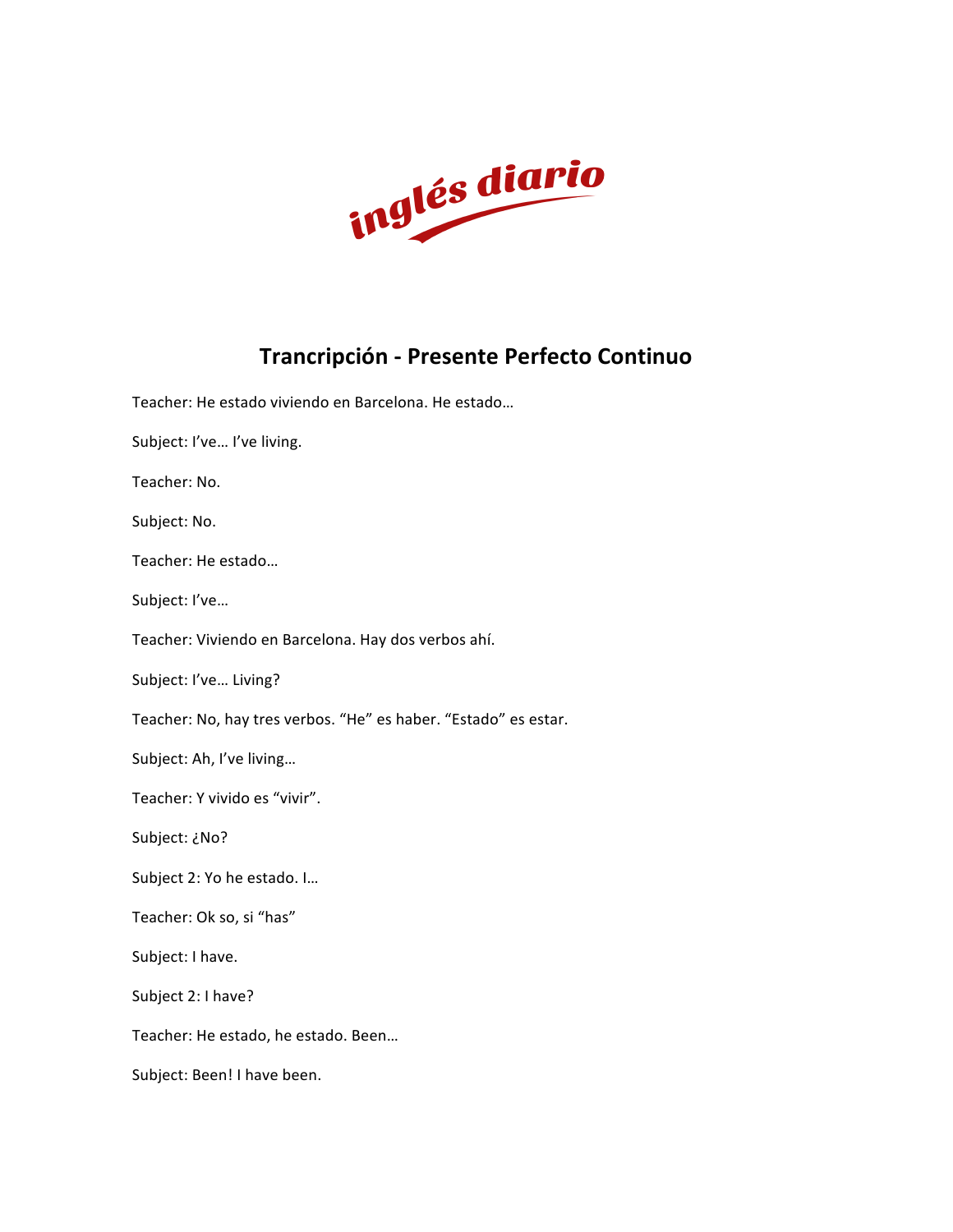inglés diario

# Trancripción - Presente Perfecto Continuo

Teacher: He estado viviendo en Barcelona. He estado…

Subject: I've… I've living.

Teacher: No.

Subject: No.

Teacher: He estado…

Subject: I've…

Teacher: Viviendo en Barcelona. Hay dos verbos ahí.

Subject: I've… Living?

Teacher: No, hay tres verbos. "He" es haber. "Estado" es estar.

Subject: Ah, I've living…

Teacher: Y vivido es "vivir".

Subject: ¿No?

Subject 2: Yo he estado. I…

Teacher: Ok so, si "has"

Subject: I have.

Subject 2: I have?

Teacher: He estado, he estado. Been…

Subject: Been! I have been.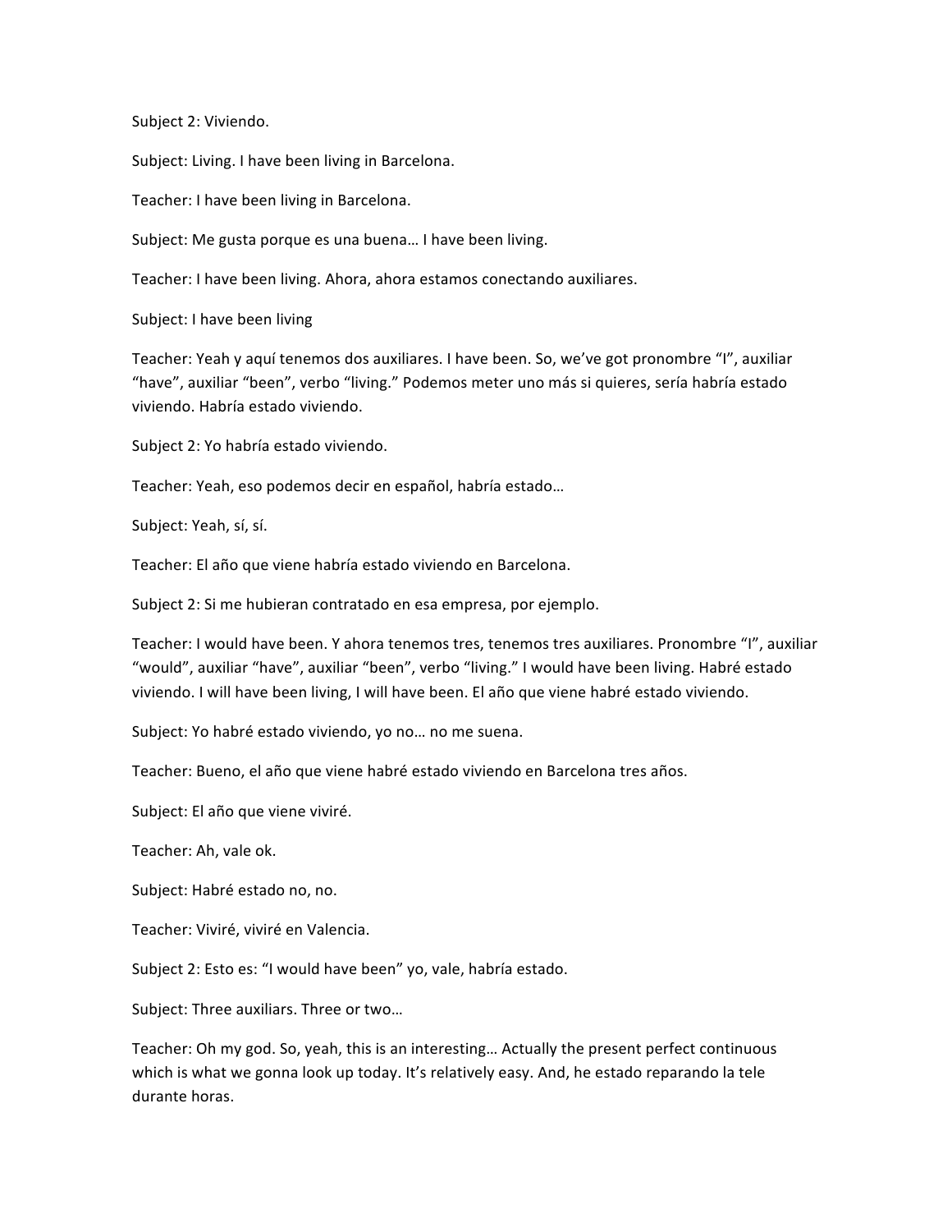Subject 2: Viviendo.

Subject: Living. I have been living in Barcelona.

Teacher: I have been living in Barcelona.

Subject: Me gusta porque es una buena… I have been living.

Teacher: I have been living. Ahora, ahora estamos conectando auxiliares.

Subject: I have been living

Teacher: Yeah y aquí tenemos dos auxiliares. I have been. So, we've got pronombre "I", auxiliar "have", auxiliar "been", verbo "living." Podemos meter uno más si quieres, sería habría estado viviendo. Habría estado viviendo.

Subject 2: Yo habría estado viviendo.

Teacher: Yeah, eso podemos decir en español, habría estado…

Subject: Yeah, sí, sí.

Teacher: El año que viene habría estado viviendo en Barcelona.

Subject 2: Si me hubieran contratado en esa empresa, por ejemplo.

Teacher: I would have been. Y ahora tenemos tres, tenemos tres auxiliares. Pronombre "I", auxiliar "would", auxiliar "have", auxiliar "been", verbo "living." I would have been living. Habré estado viviendo. I will have been living, I will have been. El año que viene habré estado viviendo.

Subject: Yo habré estado viviendo, yo no… no me suena.

Teacher: Bueno, el año que viene habré estado viviendo en Barcelona tres años.

Subject: El año que viene viviré.

Teacher: Ah, vale ok.

Subject: Habré estado no, no.

Teacher: Viviré, viviré en Valencia.

Subject 2: Esto es: "I would have been" yo, vale, habría estado.

Subject: Three auxiliars. Three or two…

Teacher: Oh my god. So, yeah, this is an interesting… Actually the present perfect continuous which is what we gonna look up today. It's relatively easy. And, he estado reparando la tele durante horas.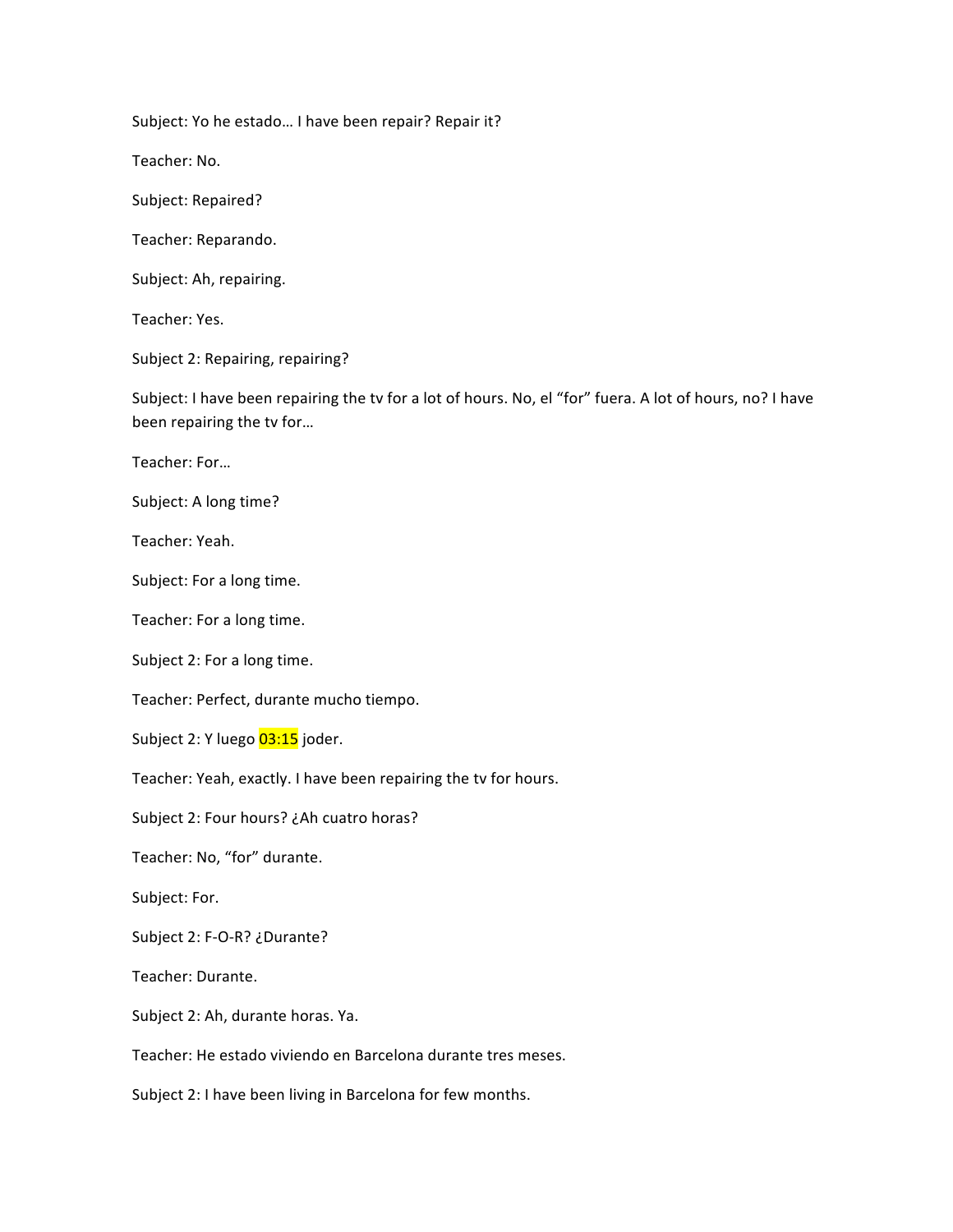Subject: Yo he estado… I have been repair? Repair it?

Teacher: No.

Subject: Repaired?

Teacher: Reparando.

Subject: Ah, repairing.

Teacher: Yes.

Subject 2: Repairing, repairing?

Subject: I have been repairing the tv for a lot of hours. No, el "for" fuera. A lot of hours, no? I have been repairing the tv for…

Teacher: For…

Subject: A long time?

Teacher: Yeah.

Subject: For a long time.

Teacher: For a long time.

Subject 2: For a long time.

Teacher: Perfect, durante mucho tiempo.

Subject 2: Y luego 03:15 joder.

Teacher: Yeah, exactly. I have been repairing the tv for hours.

Subject 2: Four hours? ¿Ah cuatro horas?

Teacher: No, "for" durante.

Subject: For.

Subject 2: F-O-R? ¿Durante?

Teacher: Durante.

Subject 2: Ah, durante horas. Ya.

Teacher: He estado viviendo en Barcelona durante tres meses.

Subject 2: I have been living in Barcelona for few months.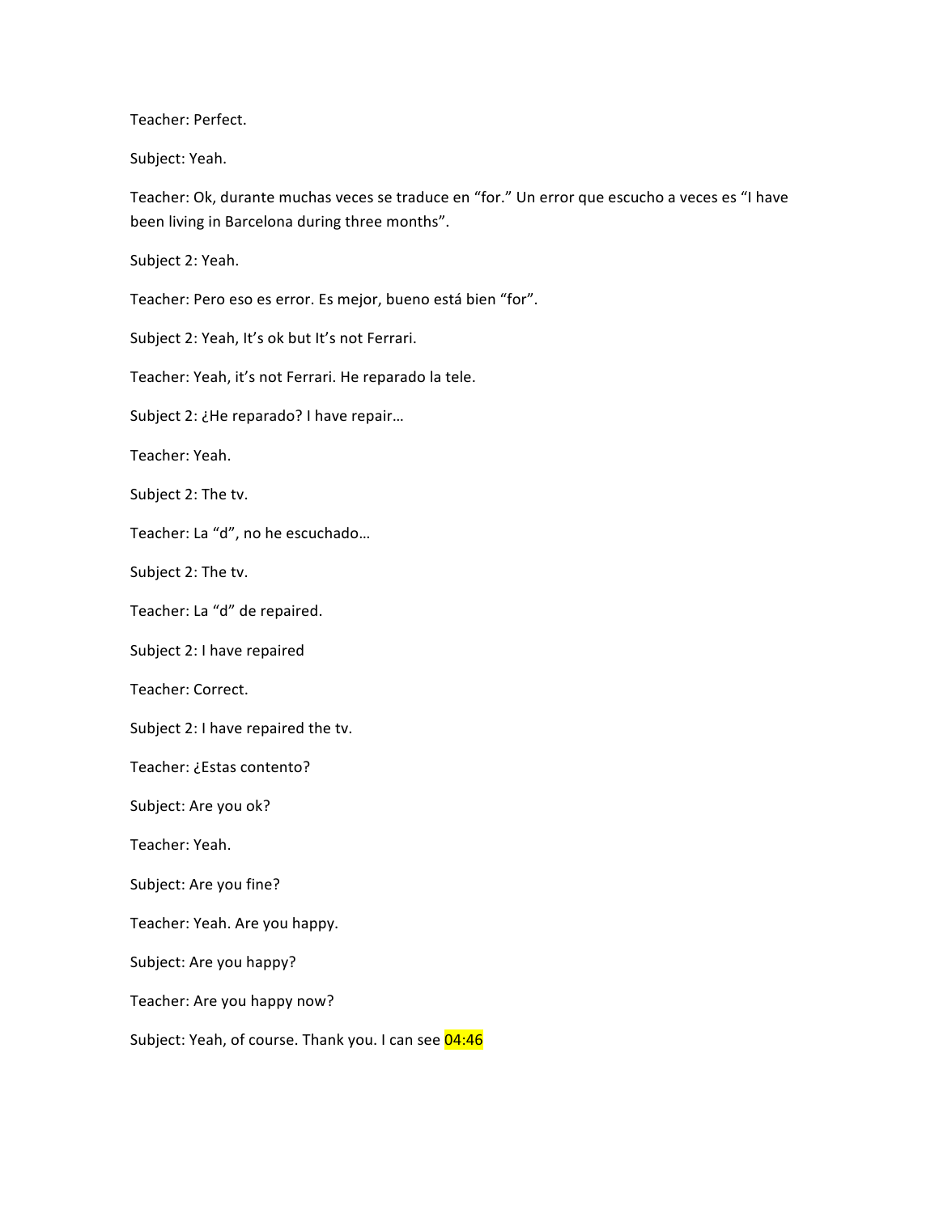Teacher: Perfect.

Subject: Yeah.

Teacher: Ok, durante muchas veces se traduce en “for.” Un error que escucho a veces es “I have been living in Barcelona during three months”.

Subject 2: Yeah.

Teacher: Pero eso es error. Es mejor, bueno está bien “for”.

Subject 2: Yeah, It’s ok but It’s not Ferrari.

Teacher: Yeah, it’s not Ferrari. He reparado la tele.

Subject 2: ¿He reparado? I have repair…

Teacher: Yeah.

Subject 2: The tv.

Teacher: La “d”, no he escuchado…

Subject 2: The tv.

Teacher: La “d” de repaired.

Subject 2: I have repaired

Teacher: Correct.

Subject 2: I have repaired the tv.

Teacher: ¿Estas contento?

Subject: Are you ok?

Teacher: Yeah.

Subject: Are you fine?

Teacher: Yeah. Are you happy.

Subject: Are you happy?

Teacher: Are you happy now?

Subject: Yeah, of course. Thank you. I can see 04:46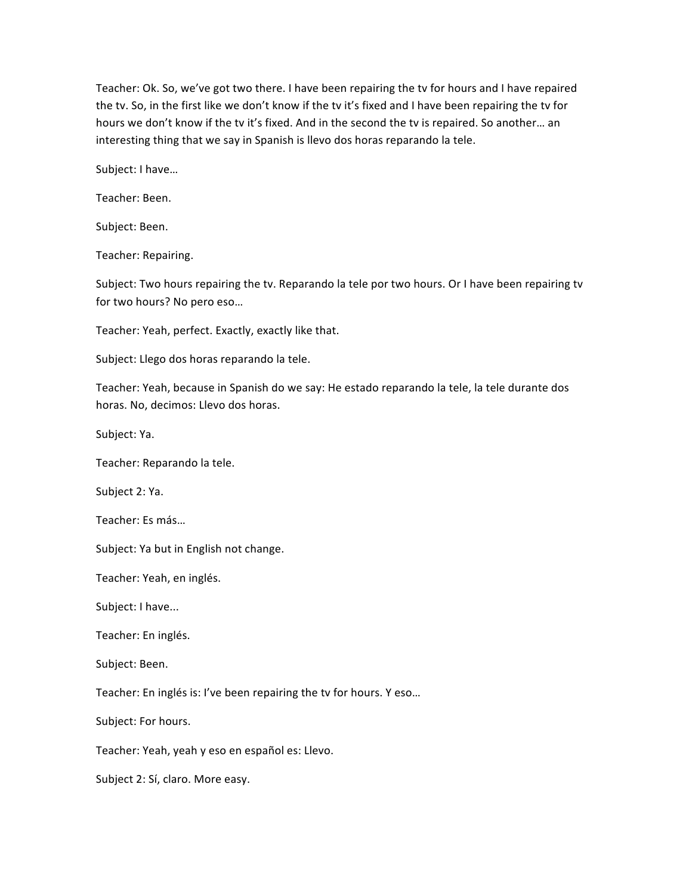Teacher: Ok. So, we've got two there. I have been repairing the tv for hours and I have repaired the tv. So, in the first like we don't know if the tv it's fixed and I have been repairing the tv for hours we don't know if the tv it's fixed. And in the second the tv is repaired. So another… an interesting thing that we say in Spanish is llevo dos horas reparando la tele.

Subject: I have…

Teacher: Been.

Subject: Been.

Teacher: Repairing.

Subject: Two hours repairing the tv. Reparando la tele por two hours. Or I have been repairing tv for two hours? No pero eso…

Teacher: Yeah, perfect. Exactly, exactly like that.

Subject: Llego dos horas reparando la tele.

Teacher: Yeah, because in Spanish do we say: He estado reparando la tele, la tele durante dos horas. No, decimos: Llevo dos horas.

Subject: Ya.

Teacher: Reparando la tele.

Subject 2: Ya.

Teacher: Es más…

Subject: Ya but in English not change.

Teacher: Yeah, en inglés.

Subject: I have...

Teacher: En inglés.

Subject: Been.

Teacher: En inglés is: I've been repairing the tv for hours. Y eso…

Subject: For hours.

Teacher: Yeah, yeah y eso en español es: Llevo.

Subject 2: Sí, claro. More easy.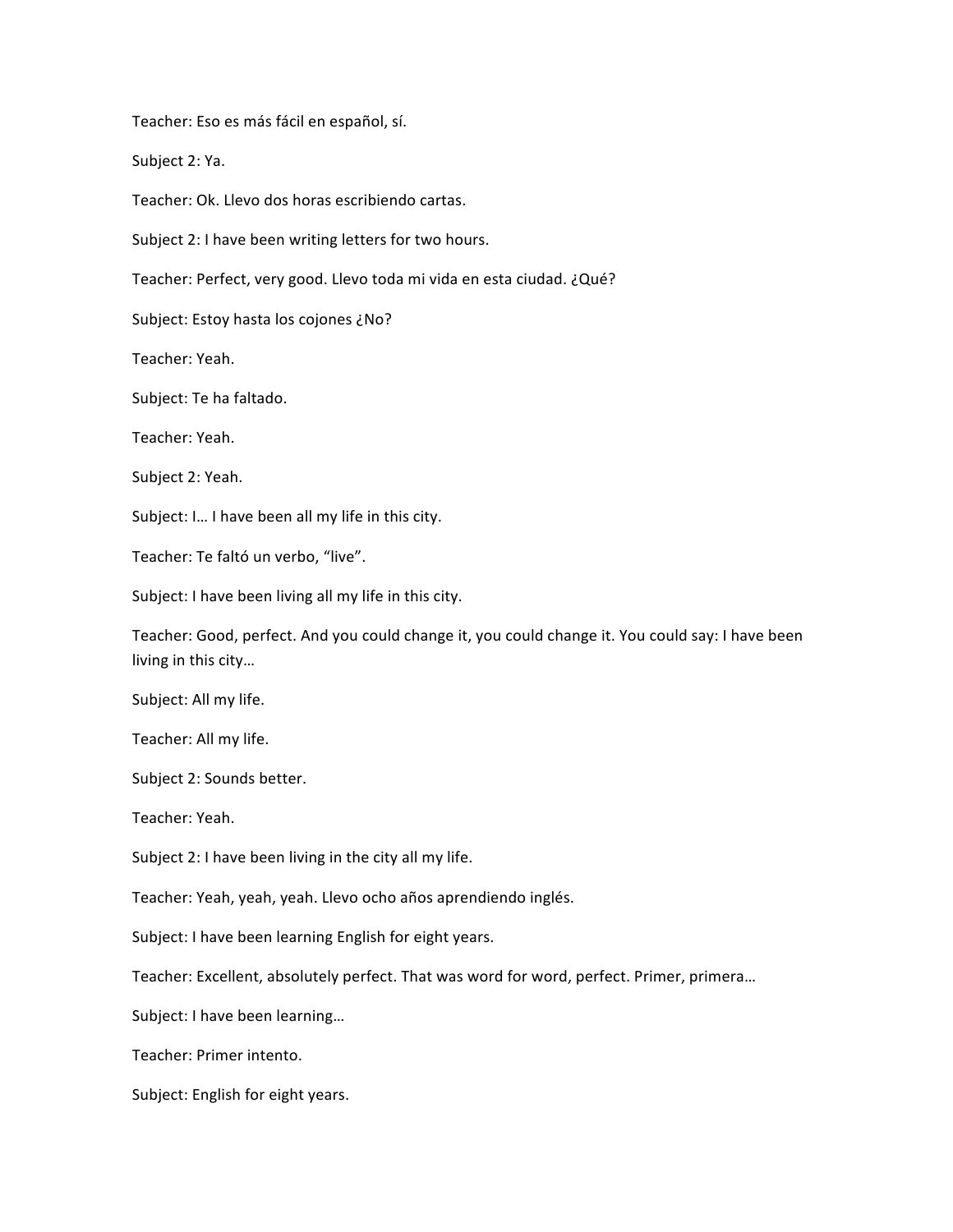Teacher: Eso es más fácil en español, sí.

Subject 2: Ya.

Teacher: Ok. Llevo dos horas escribiendo cartas.

Subject 2: I have been writing letters for two hours.

Teacher: Perfect, very good. Llevo toda mi vida en esta ciudad. ¿Qué?

Subject: Estoy hasta los cojones ¿No?

Teacher: Yeah.

Subject: Te ha faltado.

Teacher: Yeah.

Subject 2: Yeah.

Subject: I… I have been all my life in this city.

Teacher: Te faltó un verbo, "live".

Subject: I have been living all my life in this city.

Teacher: Good, perfect. And you could change it, you could change it. You could say: I have been living in this city…

Subject: All my life.

Teacher: All my life.

Subject 2: Sounds better.

Teacher: Yeah.

Subject 2: I have been living in the city all my life.

Teacher: Yeah, yeah, yeah. Llevo ocho años aprendiendo inglés.

Subject: I have been learning English for eight years.

Teacher: Excellent, absolutely perfect. That was word for word, perfect. Primer, primera…

Subject: I have been learning…

Teacher: Primer intento.

Subject: English for eight years.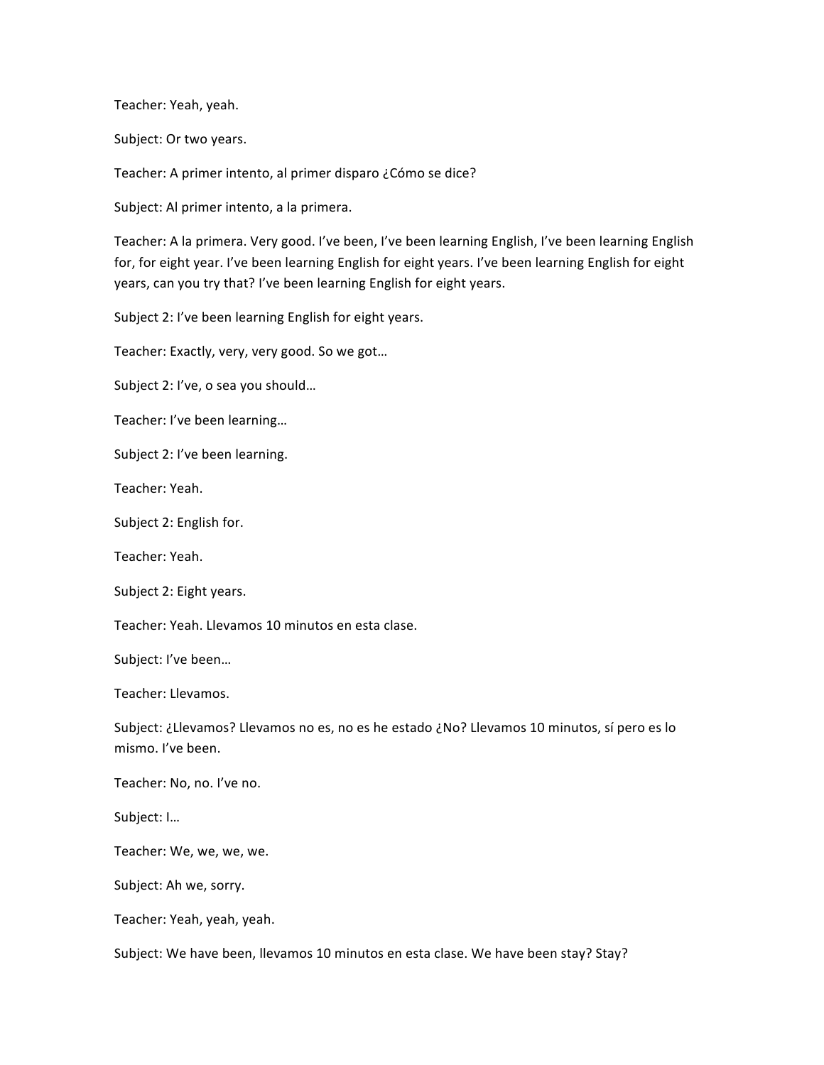Teacher: Yeah, yeah.

Subject: Or two years.

Teacher: A primer intento, al primer disparo ¿Cómo se dice?

Subject: Al primer intento, a la primera.

Teacher: A la primera. Very good. I've been, I've been learning English, I've been learning English for, for eight year. I've been learning English for eight years. I've been learning English for eight years, can you try that? I've been learning English for eight years.

Subject 2: I've been learning English for eight years.

Teacher: Exactly, very, very good. So we got…

Subject 2: I've, o sea you should…

Teacher: I've been learning…

Subject 2: I've been learning.

Teacher: Yeah.

Subject 2: English for.

Teacher: Yeah.

Subject 2: Eight years.

Teacher: Yeah. Llevamos 10 minutos en esta clase.

Subject: I've been…

Teacher: Llevamos.

Subject: ¿Llevamos? Llevamos no es, no es he estado ¿No? Llevamos 10 minutos, sí pero es lo mismo. I've been.

Teacher: No, no. I've no.

Subject: I…

Teacher: We, we, we, we.

Subject: Ah we, sorry.

Teacher: Yeah, yeah, yeah.

Subject: We have been, llevamos 10 minutos en esta clase. We have been stay? Stay?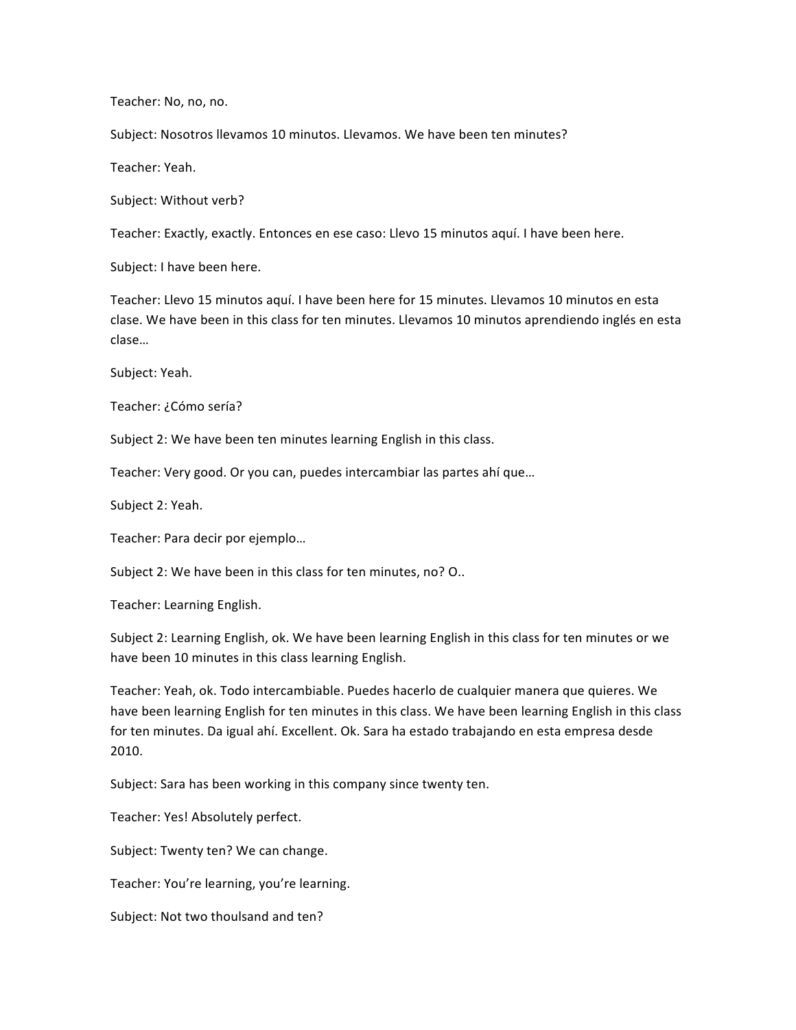Teacher: No, no, no.

Subject: Nosotros llevamos 10 minutos. Llevamos. We have been ten minutes?

Teacher: Yeah.

Subject: Without verb?

Teacher: Exactly, exactly. Entonces en ese caso: Llevo 15 minutos aquí. I have been here.

Subject: I have been here.

Teacher: Llevo 15 minutos aquí. I have been here for 15 minutes. Llevamos 10 minutos en esta clase. We have been in this class for ten minutes. Llevamos 10 minutos aprendiendo inglés en esta clase…

Subject: Yeah.

Teacher: ¿Cómo sería?

Subject 2: We have been ten minutes learning English in this class.

Teacher: Very good. Or you can, puedes intercambiar las partes ahí que…

Subject 2: Yeah.

Teacher: Para decir por ejemplo…

Subject 2: We have been in this class for ten minutes, no? O..

Teacher: Learning English.

Subject 2: Learning English, ok. We have been learning English in this class for ten minutes or we have been 10 minutes in this class learning English.

Teacher: Yeah, ok. Todo intercambiable. Puedes hacerlo de cualquier manera que quieres. We have been learning English for ten minutes in this class. We have been learning English in this class for ten minutes. Da igual ahí. Excellent. Ok. Sara ha estado trabajando en esta empresa desde 2010.

Subject: Sara has been working in this company since twenty ten.

Teacher: Yes! Absolutely perfect.

Subject: Twenty ten? We can change.

Teacher: You're learning, you're learning.

Subject: Not two thoulsand and ten?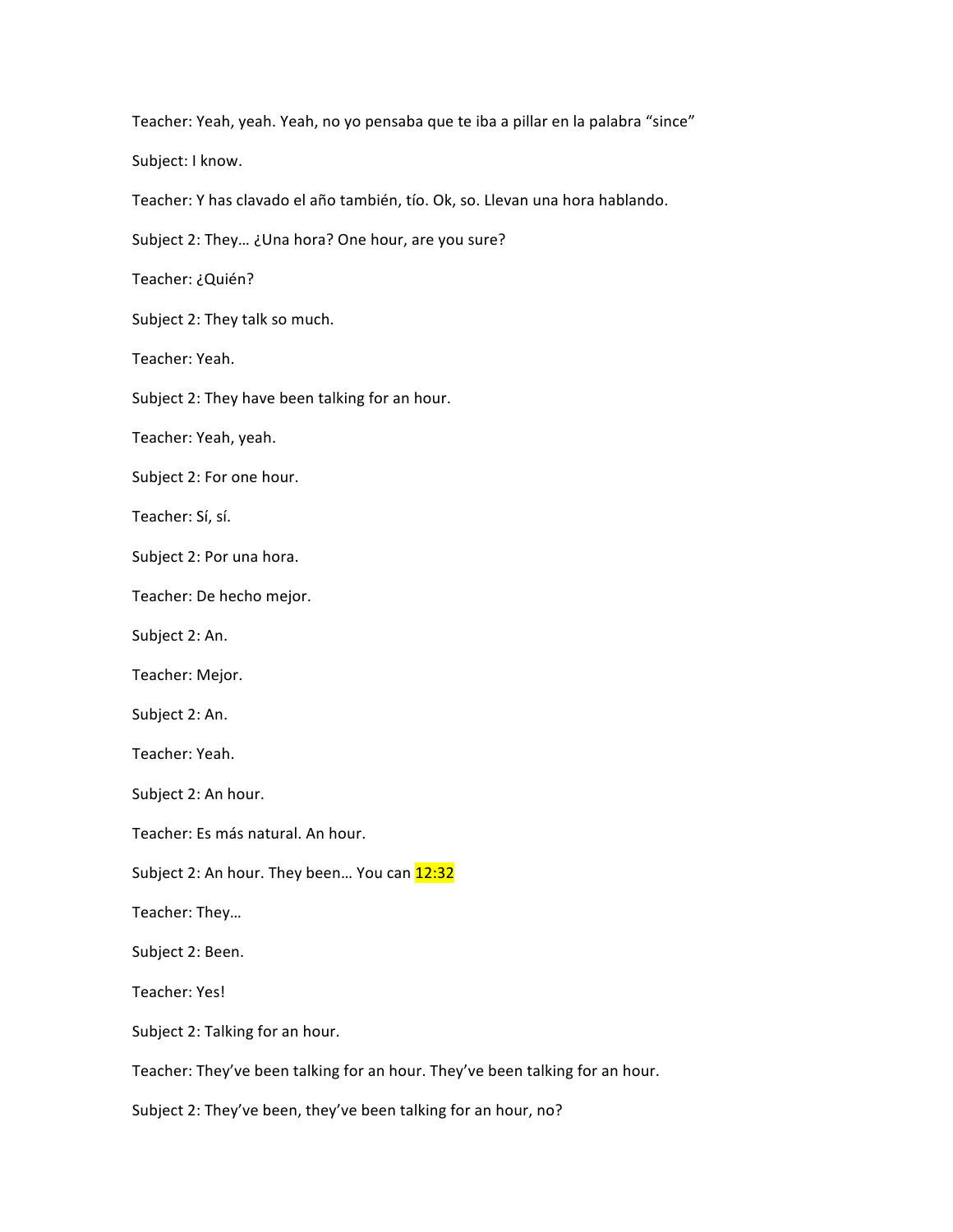Teacher: Yeah, yeah. Yeah, no yo pensaba que te iba a pillar en la palabra “since”

Subject: I know.

Teacher: Y has clavado el año también, tío. Ok, so. Llevan una hora hablando.

Subject 2: They… ¿Una hora? One hour, are you sure?

Teacher: ¿Quién?

Subject 2: They talk so much.

Teacher: Yeah.

Subject 2: They have been talking for an hour.

Teacher: Yeah, yeah.

Subject 2: For one hour.

Teacher: Sí, sí.

Subject 2: Por una hora.

Teacher: De hecho mejor.

Subject 2: An.

Teacher: Mejor.

Subject 2: An.

Teacher: Yeah.

Subject 2: An hour.

Teacher: Es más natural. An hour.

Subject 2: An hour. They been… You can 12:32

Teacher: They…

Subject 2: Been.

Teacher: Yes!

Subject 2: Talking for an hour.

Teacher: They’ve been talking for an hour. They’ve been talking for an hour.

Subject 2: They’ve been, they’ve been talking for an hour, no?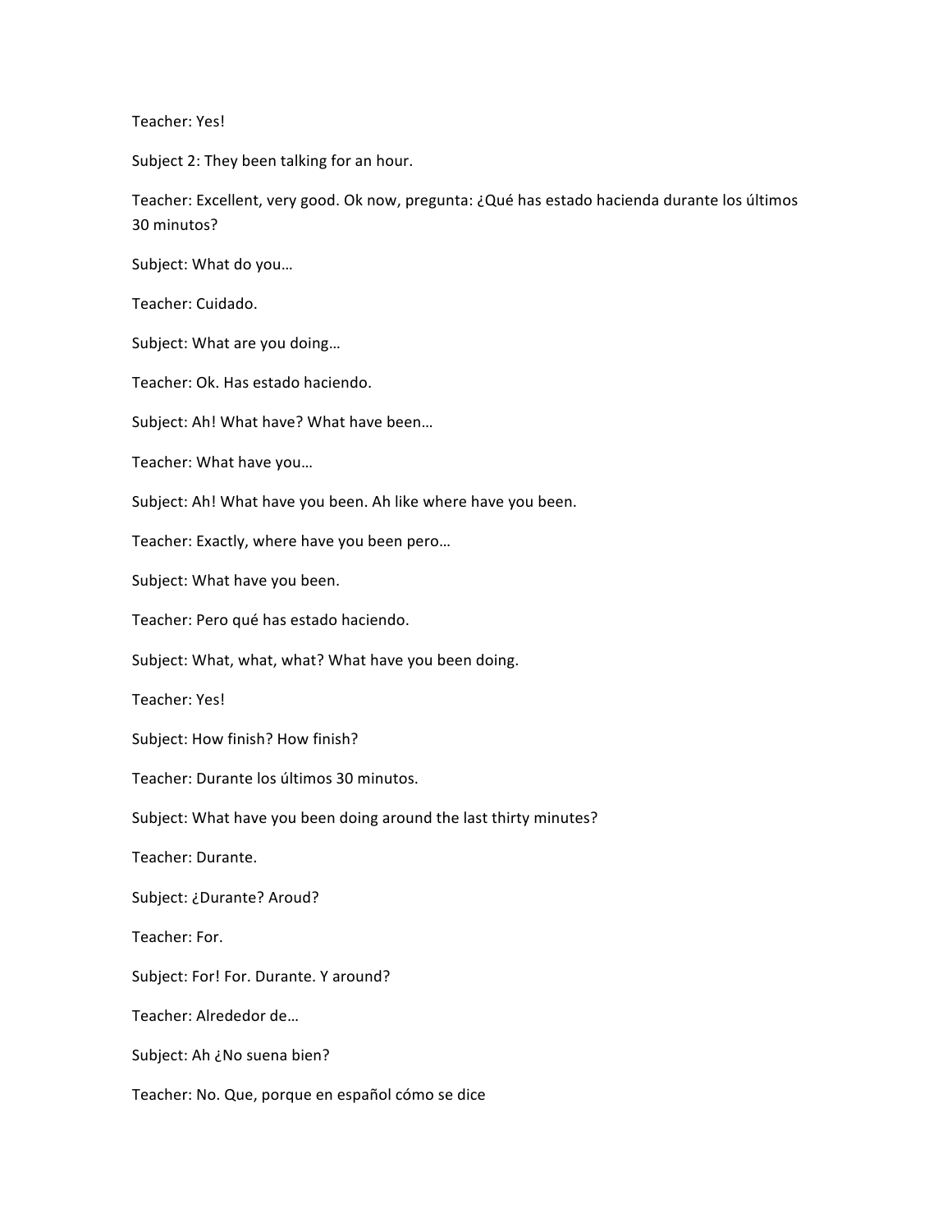Teacher: Yes!

Subject 2: They been talking for an hour.

Teacher: Excellent, very good. Ok now, pregunta: ¿Qué has estado hacienda durante los últimos 30 minutos?

Subject: What do you…

Teacher: Cuidado.

Subject: What are you doing…

Teacher: Ok. Has estado haciendo.

Subject: Ah! What have? What have been…

Teacher: What have you…

Subject: Ah! What have you been. Ah like where have you been.

Teacher: Exactly, where have you been pero…

Subject: What have you been.

Teacher: Pero qué has estado haciendo.

Subject: What, what, what? What have you been doing.

Teacher: Yes!

Subject: How finish? How finish?

Teacher: Durante los últimos 30 minutos.

Subject: What have you been doing around the last thirty minutes?

Teacher: Durante.

Subject: ¿Durante? Aroud?

Teacher: For.

Subject: For! For. Durante. Y around?

Teacher: Alrededor de…

Subject: Ah ¿No suena bien?

Teacher: No. Que, porque en español cómo se dice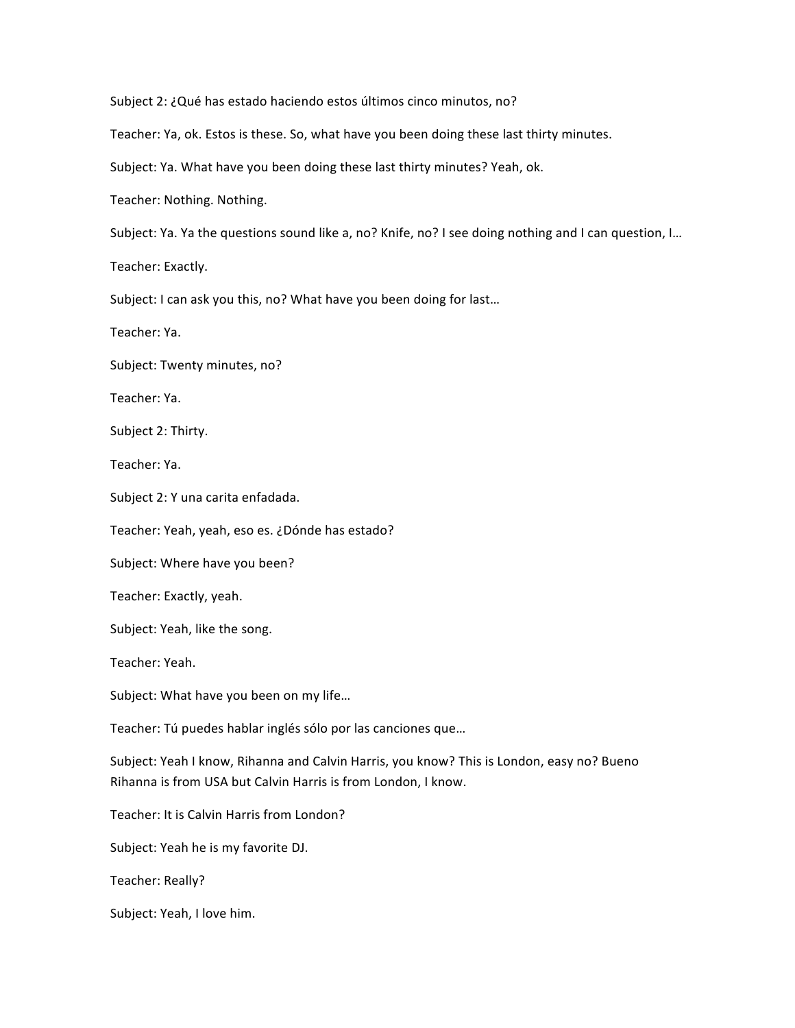Subject 2: ¿Qué has estado haciendo estos últimos cinco minutos, no?

Teacher: Ya, ok. Estos is these. So, what have you been doing these last thirty minutes.

Subject: Ya. What have you been doing these last thirty minutes? Yeah, ok.

Teacher: Nothing. Nothing.

Subject: Ya. Ya the questions sound like a, no? Knife, no? I see doing nothing and I can question, I…

Teacher: Exactly.

Subject: I can ask you this, no? What have you been doing for last…

Teacher: Ya.

Subject: Twenty minutes, no?

Teacher: Ya.

Subject 2: Thirty.

Teacher: Ya.

Subject 2: Y una carita enfadada.

Teacher: Yeah, yeah, eso es. ¿Dónde has estado?

Subject: Where have you been?

Teacher: Exactly, yeah.

Subject: Yeah, like the song.

Teacher: Yeah.

Subject: What have you been on my life…

Teacher: Tú puedes hablar inglés sólo por las canciones que…

Subject: Yeah I know, Rihanna and Calvin Harris, you know? This is London, easy no? Bueno Rihanna is from USA but Calvin Harris is from London, I know.

Teacher: It is Calvin Harris from London?

Subject: Yeah he is my favorite DJ.

Teacher: Really?

Subject: Yeah, I love him.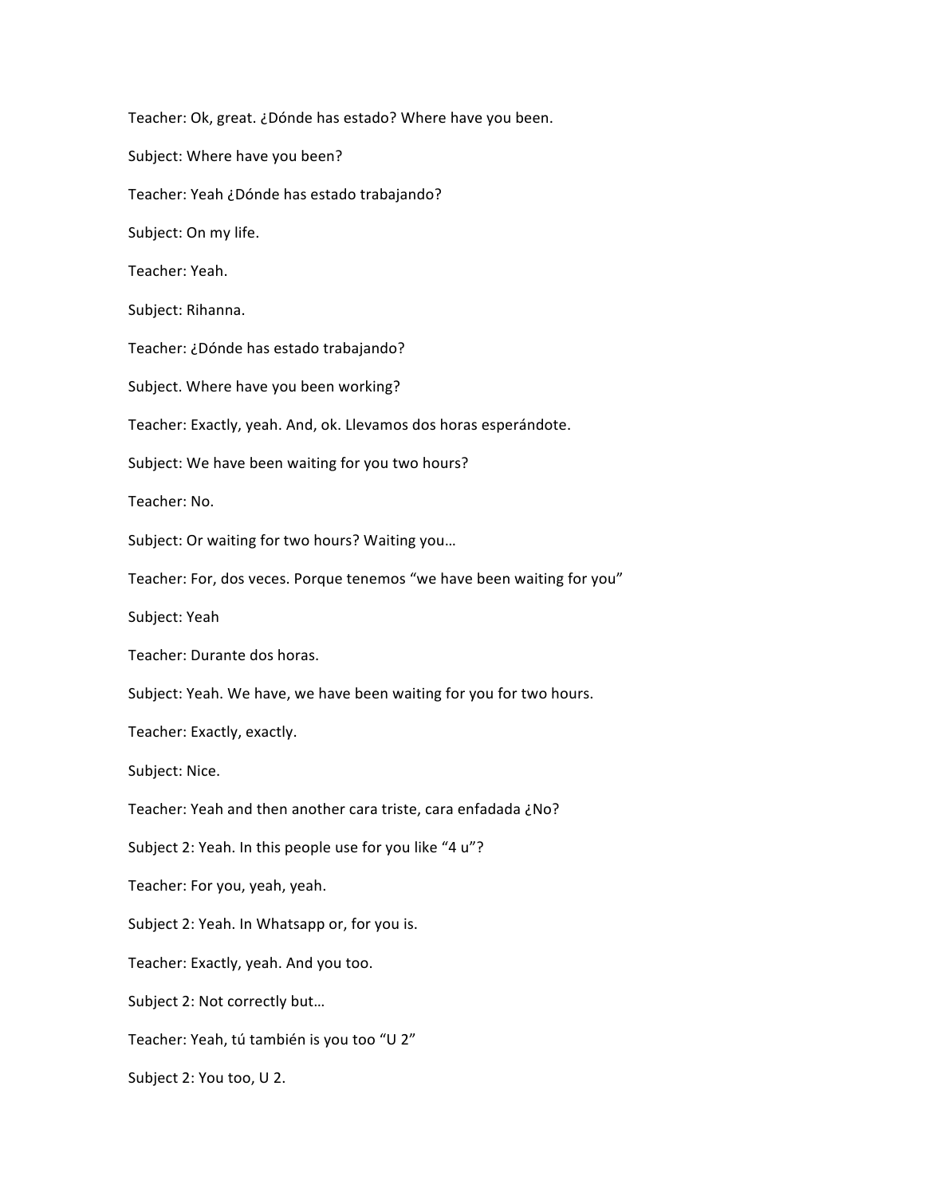Teacher: Ok, great. ¿Dónde has estado? Where have you been.

Subject: Where have you been?

Teacher: Yeah ¿Dónde has estado trabajando?

Subject: On my life.

Teacher: Yeah.

Subject: Rihanna.

Teacher: ¿Dónde has estado trabajando?

Subject. Where have you been working?

Teacher: Exactly, yeah. And, ok. Llevamos dos horas esperándote.

Subject: We have been waiting for you two hours?

Teacher: No.

Subject: Or waiting for two hours? Waiting you…

Teacher: For, dos veces. Porque tenemos "we have been waiting for you"

Subject: Yeah

Teacher: Durante dos horas.

Subject: Yeah. We have, we have been waiting for you for two hours.

Teacher: Exactly, exactly.

Subject: Nice.

Teacher: Yeah and then another cara triste, cara enfadada ¿No?

Subject 2: Yeah. In this people use for you like "4 u"?

Teacher: For you, yeah, yeah.

Subject 2: Yeah. In Whatsapp or, for you is.

Teacher: Exactly, yeah. And you too.

Subject 2: Not correctly but…

Teacher: Yeah, tú también is you too "U 2"

Subject 2: You too, U 2.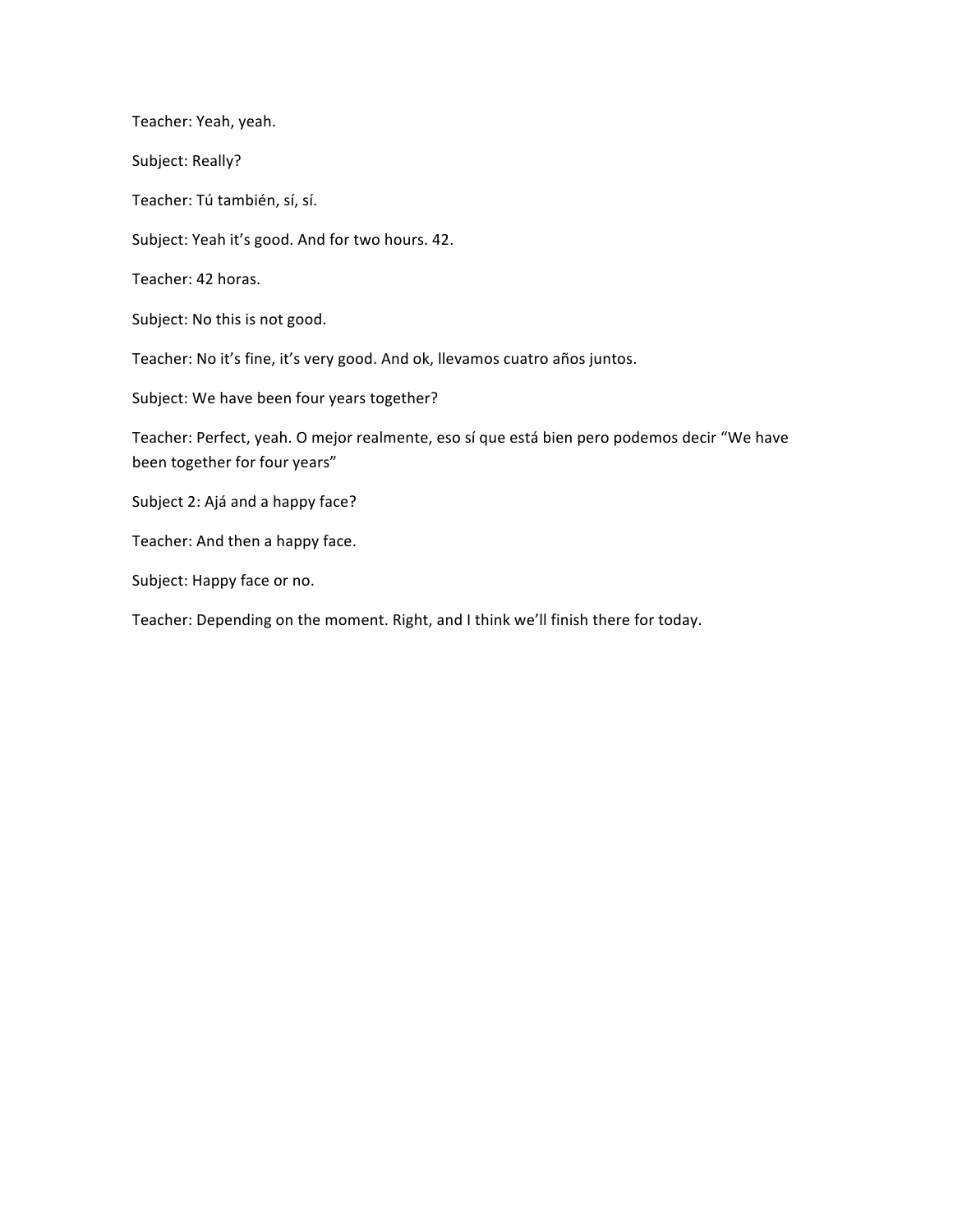Teacher: Yeah, yeah.

Subject: Really?

Teacher: Tú también, sí, sí.

Subject: Yeah it's good. And for two hours. 42.

Teacher: 42 horas.

Subject: No this is not good.

Teacher: No it's fine, it's very good. And ok, llevamos cuatro años juntos.

Subject: We have been four years together?

Teacher: Perfect, yeah. O mejor realmente, eso sí que está bien pero podemos decir "We have been together for four years"

Subject 2: Ajá and a happy face?

Teacher: And then a happy face.

Subject: Happy face or no.

Teacher: Depending on the moment. Right, and I think we'll finish there for today.